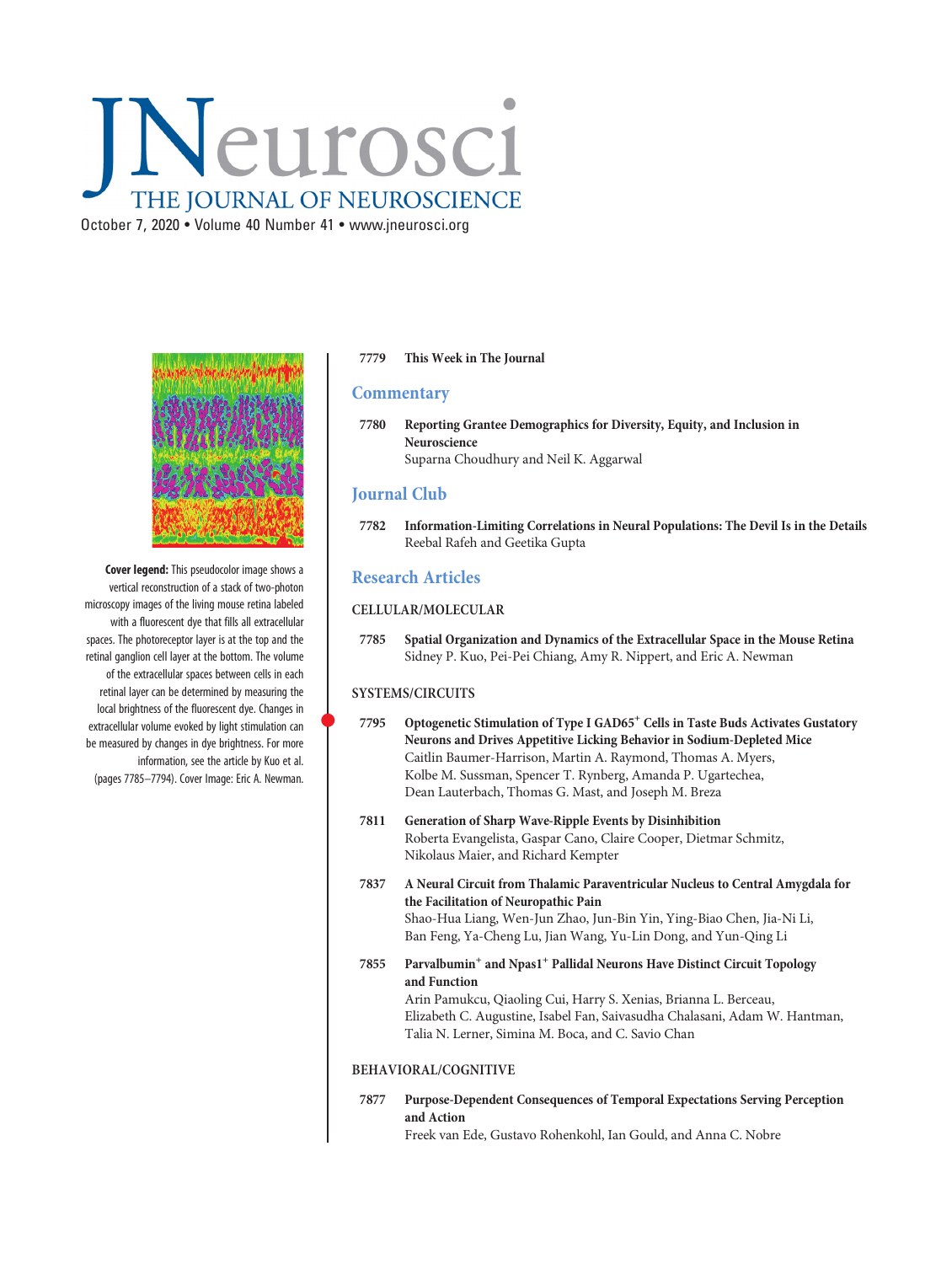# JNeurosci

THE JOURNAL OF NEUROSCIENCE

October 7, 2020 • Volume 40 Number 41 • www.jneurosci.org

**Cover legend:** This pseudocolor image shows a vertical reconstruction of a stack of two-photon microscopy images of the living mouse retina labeled with a fluorescent dye that fills all extracellular spaces. The photoreceptor layer is at the top and the retinal ganglion cell layer at the bottom. The volume of the extracellular spaces between cells in each retinal layer can be determined by measuring the local brightness of the fluorescent dye. Changes in extracellular volume evoked by light stimulation can be measured by changes in dye brightness. For more information, see the article by Kuo et al. (pages 7785–7794). Cover Image: Eric A. Newman.

**7779 This Week in The Journal**

## Commentary

**7780 Reporting Grantee Demographics for Diversity, Equity, and Inclusion in Neuroscience**
Suparna Choudhury and Neil K. Aggarwal

## Journal Club

**7782 Information-Limiting Correlations in Neural Populations: The Devil Is in the Details**
Reebal Rafeh and Geetika Gupta

## Research Articles

### CELLULAR/MOLECULAR

**7785 Spatial Organization and Dynamics of the Extracellular Space in the Mouse Retina**
Sidney P. Kuo, Pei-Pei Chiang, Amy R. Nippert, and Eric A. Newman

### SYSTEMS/CIRCUITS

**7795 Optogenetic Stimulation of Type I GAD65+ Cells in Taste Buds Activates Gustatory Neurons and Drives Appetitive Licking Behavior in Sodium-Depleted Mice**
Caitlin Baumer-Harrison, Martin A. Raymond, Thomas A. Myers, Kolbe M. Sussman, Spencer T. Rynberg, Amanda P. Ugartechea, Dean Lauterbach, Thomas G. Mast, and Joseph M. Breza

**7811 Generation of Sharp Wave-Ripple Events by Disinhibition**
Roberta Evangelista, Gaspar Cano, Claire Cooper, Dietmar Schmitz, Nikolaus Maier, and Richard Kempter

**7837 A Neural Circuit from Thalamic Paraventricular Nucleus to Central Amygdala for the Facilitation of Neuropathic Pain**
Shao-Hua Liang, Wen-Jun Zhao, Jun-Bin Yin, Ying-Biao Chen, Jia-Ni Li, Ban Feng, Ya-Cheng Lu, Jian Wang, Yu-Lin Dong, and Yun-Qing Li

**7855 Parvalbumin+ and Npas1+ Pallidal Neurons Have Distinct Circuit Topology and Function**
Arin Pamukcu, Qiaoling Cui, Harry S. Xenias, Brianna L. Berceau, Elizabeth C. Augustine, Isabel Fan, Saivasudha Chalasani, Adam W. Hantman, Talia N. Lerner, Simina M. Boca, and C. Savio Chan

### BEHAVIORAL/COGNITIVE

**7877 Purpose-Dependent Consequences of Temporal Expectations Serving Perception and Action**
Freek van Ede, Gustavo Rohenkohl, Ian Gould, and Anna C. Nobre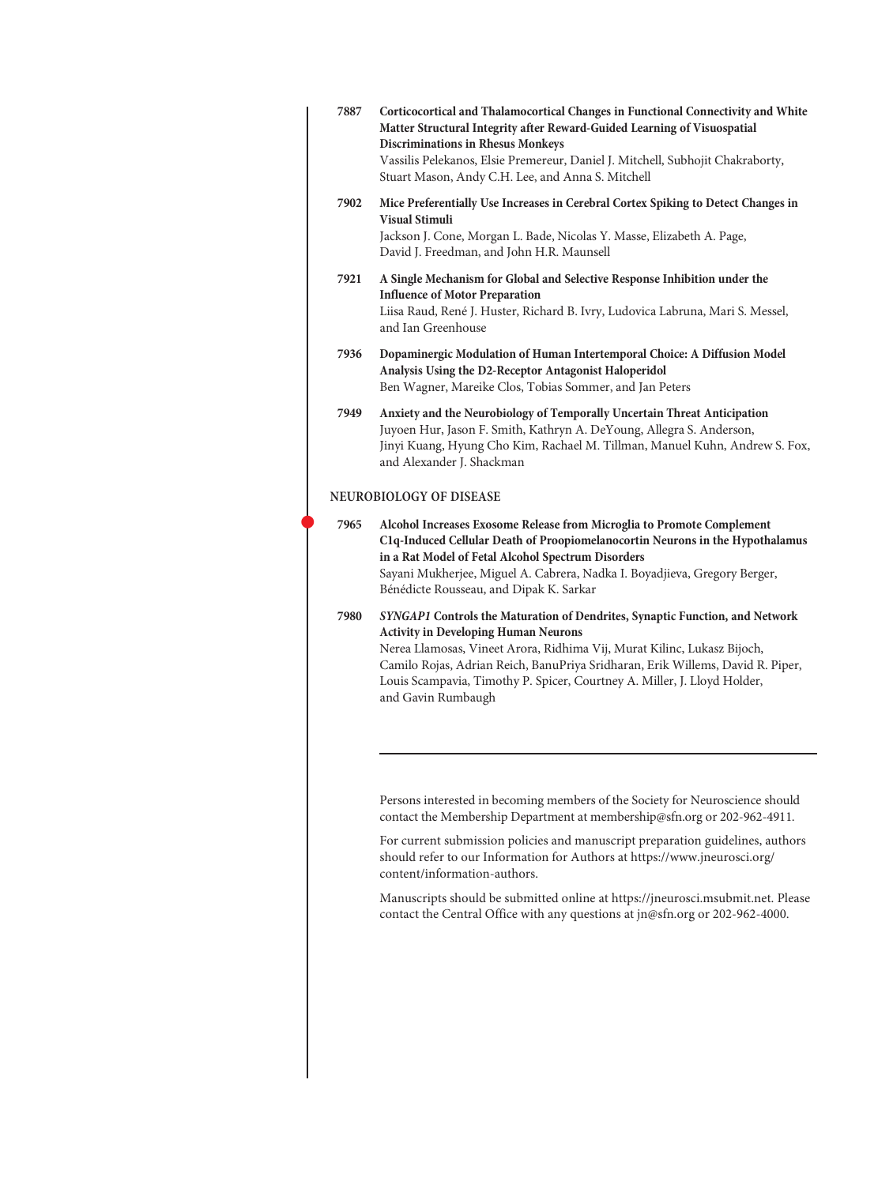7887 **Corticocortical and Thalamocortical Changes in Functional Connectivity and White Matter Structural Integrity after Reward-Guided Learning of Visuospatial Discriminations in Rhesus Monkeys**
Vassilis Pelekanos, Elsie Premereur, Daniel J. Mitchell, Subhojit Chakraborty, Stuart Mason, Andy C.H. Lee, and Anna S. Mitchell

7902 **Mice Preferentially Use Increases in Cerebral Cortex Spiking to Detect Changes in Visual Stimuli**
Jackson J. Cone, Morgan L. Bade, Nicolas Y. Masse, Elizabeth A. Page, David J. Freedman, and John H.R. Maunsell

7921 **A Single Mechanism for Global and Selective Response Inhibition under the Influence of Motor Preparation**
Liisa Raud, René J. Huster, Richard B. Ivry, Ludovica Labruna, Mari S. Messel, and Ian Greenhouse

7936 **Dopaminergic Modulation of Human Intertemporal Choice: A Diffusion Model Analysis Using the D2-Receptor Antagonist Haloperidol**
Ben Wagner, Mareike Clos, Tobias Sommer, and Jan Peters

7949 **Anxiety and the Neurobiology of Temporally Uncertain Threat Anticipation**
Juyoen Hur, Jason F. Smith, Kathryn A. DeYoung, Allegra S. Anderson, Jinyi Kuang, Hyung Cho Kim, Rachael M. Tillman, Manuel Kuhn, Andrew S. Fox, and Alexander J. Shackman

## NEUROBIOLOGY OF DISEASE

7965 **Alcohol Increases Exosome Release from Microglia to Promote Complement C1q-Induced Cellular Death of Proopiomelanocortin Neurons in the Hypothalamus in a Rat Model of Fetal Alcohol Spectrum Disorders**
Sayani Mukherjee, Miguel A. Cabrera, Nadka I. Boyadjieva, Gregory Berger, Bénédicte Rousseau, and Dipak K. Sarkar

7980 ***SYNGAP1* Controls the Maturation of Dendrites, Synaptic Function, and Network Activity in Developing Human Neurons**
Nerea Llamosas, Vineet Arora, Ridhima Vij, Murat Kilinc, Lukasz Bijoch, Camilo Rojas, Adrian Reich, BanuPriya Sridharan, Erik Willems, David R. Piper, Louis Scampavia, Timothy P. Spicer, Courtney A. Miller, J. Lloyd Holder, and Gavin Rumbaugh

---

Persons interested in becoming members of the Society for Neuroscience should contact the Membership Department at membership@sfn.org or 202-962-4911.

For current submission policies and manuscript preparation guidelines, authors should refer to our Information for Authors at https://www.jneurosci.org/content/information-authors.

Manuscripts should be submitted online at https://jneurosci.msubmit.net. Please contact the Central Office with any questions at jn@sfn.org or 202-962-4000.